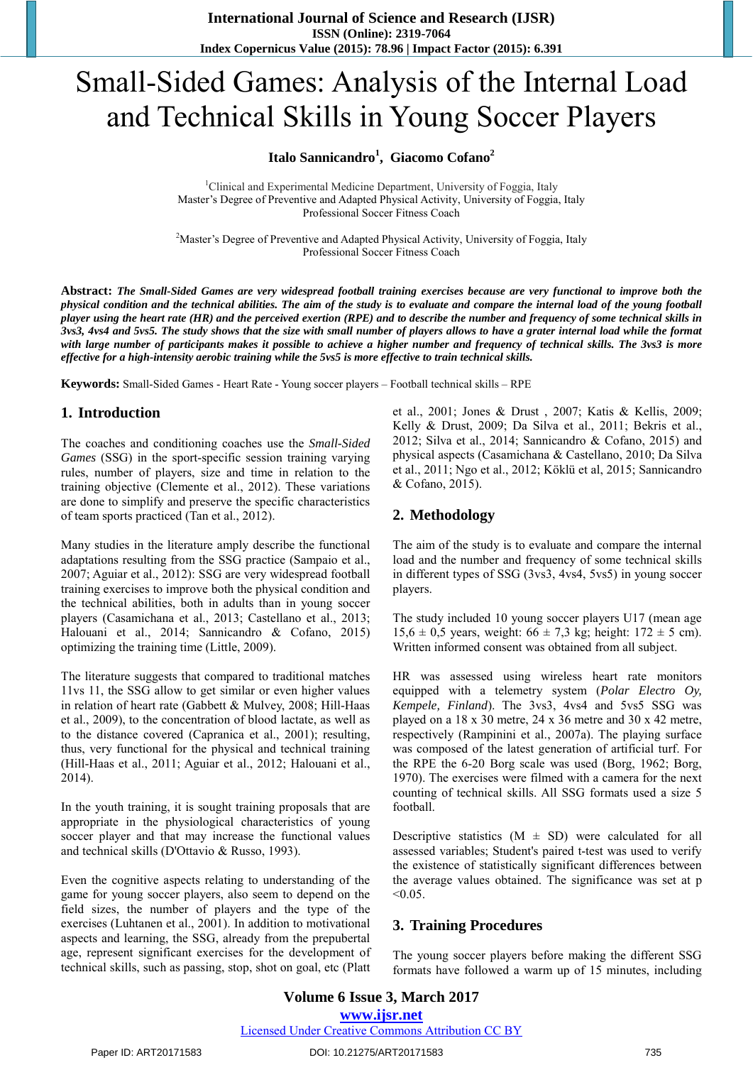# Small-Sided Games: Analysis of the Internal Load and Technical Skills in Young Soccer Players

**Italo Sannicandro**[1], **Giacomo Cofano**[2]

[1]Clinical and Experimental Medicine Department, University of Foggia, Italy
Master's Degree of Preventive and Adapted Physical Activity, University of Foggia, Italy
Professional Soccer Fitness Coach

[2]Master's Degree of Preventive and Adapted Physical Activity, University of Foggia, Italy
Professional Soccer Fitness Coach

**Abstract:** ***The Small-Sided Games are very widespread football training exercises because are very functional to improve both the physical condition and the technical abilities. The aim of the study is to evaluate and compare the internal load of the young football player using the heart rate (HR) and the perceived exertion (RPE) and to describe the number and frequency of some technical skills in 3vs3, 4vs4 and 5vs5. The study shows that the size with small number of players allows to have a grater internal load while the format with large number of participants makes it possible to achieve a higher number and frequency of technical skills. The 3vs3 is more effective for a high-intensity aerobic training while the 5vs5 is more effective to train technical skills.***

**Keywords:** Small-Sided Games - Heart Rate - Young soccer players – Football technical skills – RPE

## 1. Introduction

The coaches and conditioning coaches use the *Small-Sided Games* (SSG) in the sport-specific session training varying rules, number of players, size and time in relation to the training objective (Clemente et al., 2012). These variations are done to simplify and preserve the specific characteristics of team sports practiced (Tan et al., 2012).

Many studies in the literature amply describe the functional adaptations resulting from the SSG practice (Sampaio et al., 2007; Aguiar et al., 2012): SSG are very widespread football training exercises to improve both the physical condition and the technical abilities, both in adults than in young soccer players (Casamichana et al., 2013; Castellano et al., 2013; Halouani et al., 2014; Sannicandro & Cofano, 2015) optimizing the training time (Little, 2009).

The literature suggests that compared to traditional matches 11vs 11, the SSG allow to get similar or even higher values in relation to heart rate (Gabbett & Mulvey, 2008; Hill-Haas et al., 2009), to the concentration of blood lactate, as well as to the distance covered (Capranica et al., 2001); resulting, thus, very functional for the physical and technical training (Hill-Haas et al., 2011; Aguiar et al., 2012; Halouani et al., 2014).

In the youth training, it is sought training proposals that are appropriate in the physiological characteristics of young soccer player and that may increase the functional values and technical skills (D'Ottavio & Russo, 1993).

Even the cognitive aspects relating to understanding of the game for young soccer players, also seem to depend on the field sizes, the number of players and the type of the exercises (Luhtanen et al., 2001). In addition to motivational aspects and learning, the SSG, already from the prepubertal age, represent significant exercises for the development of technical skills, such as passing, stop, shot on goal, etc (Platt et al., 2001; Jones & Drust , 2007; Katis & Kellis, 2009; Kelly & Drust, 2009; Da Silva et al., 2011; Bekris et al., 2012; Silva et al., 2014; Sannicandro & Cofano, 2015) and physical aspects (Casamichana & Castellano, 2010; Da Silva et al., 2011; Ngo et al., 2012; Köklü et al, 2015; Sannicandro & Cofano, 2015).

## 2. Methodology

The aim of the study is to evaluate and compare the internal load and the number and frequency of some technical skills in different types of SSG (3vs3, 4vs4, 5vs5) in young soccer players.

The study included 10 young soccer players U17 (mean age 15,6 ± 0,5 years, weight: 66 ± 7,3 kg; height: 172 ± 5 cm). Written informed consent was obtained from all subject.

HR was assessed using wireless heart rate monitors equipped with a telemetry system (*Polar Electro Oy, Kempele, Finland*). The 3vs3, 4vs4 and 5vs5 SSG was played on a 18 x 30 metre, 24 x 36 metre and 30 x 42 metre, respectively (Rampinini et al., 2007a). The playing surface was composed of the latest generation of artificial turf. For the RPE the 6-20 Borg scale was used (Borg, 1962; Borg, 1970). The exercises were filmed with a camera for the next counting of technical skills. All SSG formats used a size 5 football.

Descriptive statistics (M ± SD) were calculated for all assessed variables; Student's paired t-test was used to verify the existence of statistically significant differences between the average values obtained. The significance was set at $p < 0.05$.

## 3. Training Procedures

The young soccer players before making the different SSG formats have followed a warm up of 15 minutes, including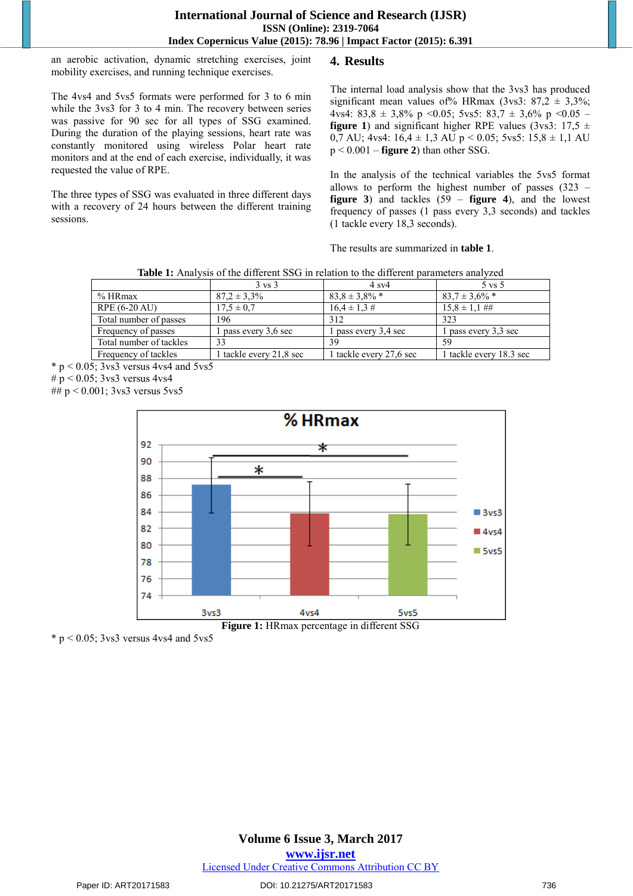an aerobic activation, dynamic stretching exercises, joint mobility exercises, and running technique exercises.

The 4vs4 and 5vs5 formats were performed for 3 to 6 min while the 3vs3 for 3 to 4 min. The recovery between series was passive for 90 sec for all types of SSG examined. During the duration of the playing sessions, heart rate was constantly monitored using wireless Polar heart rate monitors and at the end of each exercise, individually, it was requested the value of RPE.

The three types of SSG was evaluated in three different days with a recovery of 24 hours between the different training sessions.

## 4. Results

The internal load analysis show that the 3vs3 has produced significant mean values of% HRmax (3vs3: 87,2 ± 3,3%; 4vs4: 83,8 ± 3,8% $p < 0.05$; 5vs5: 83,7 ± 3,6% $p < 0.05$ – **figure 1**) and significant higher RPE values (3vs3: 17,5 ± 0,7 AU; 4vs4: 16,4 ± 1,3 AU $p < 0.05$; 5vs5: 15,8 ± 1,1 AU $p < 0.001$ – **figure 2**) than other SSG.

In the analysis of the technical variables the 5vs5 format allows to perform the highest number of passes (323 – **figure 3**) and tackles (59 – **figure 4**), and the lowest frequency of passes (1 pass every 3,3 seconds) and tackles (1 tackle every 18,3 seconds).

The results are summarized in **table 1**.

**Table 1:** Analysis of the different SSG in relation to the different parameters analyzed

| | 3 vs 3 | 4 sv4 | 5 vs 5 |
|---|---|---|---|
| % HRmax | 87,2 ± 3,3% | 83,8 ± 3,8% * | 83,7 ± 3,6% * |
| RPE (6-20 AU) | 17,5 ± 0,7 | 16,4 ± 1,3 # | 15,8 ± 1,1 ## |
| Total number of passes | 196 | 312 | 323 |
| Frequency of passes | 1 pass every 3,6 sec | 1 pass every 3,4 sec | 1 pass every 3,3 sec |
| Total number of tackles | 33 | 39 | 59 |
| Frequency of tackles | 1 tackle every 21,8 sec | 1 tackle every 27,6 sec | 1 tackle every 18.3 sec |

* $p < 0.05$; 3vs3 versus 4vs4 and 5vs5
# $p < 0.05$; 3vs3 versus 4vs4
## $p < 0.001$; 3vs3 versus 5vs5

**Figure 1:** HRmax percentage in different SSG

* $p < 0.05$; 3vs3 versus 4vs4 and 5vs5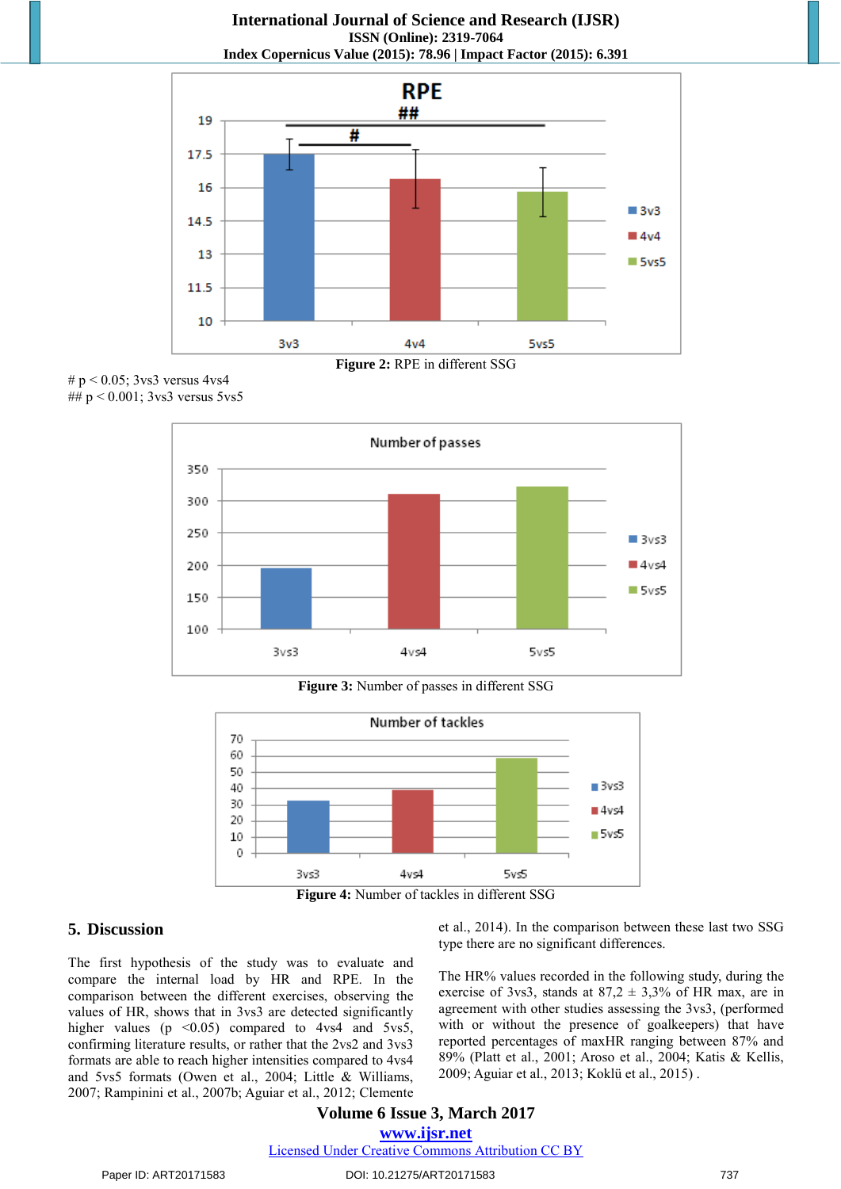Figure 2: RPE in different SSG

# p < 0.05; 3vs3 versus 4vs4
## p < 0.001; 3vs3 versus 5vs5

Figure 3: Number of passes in different SSG

Figure 4: Number of tackles in different SSG

## 5. Discussion

The first hypothesis of the study was to evaluate and compare the internal load by HR and RPE. In the comparison between the different exercises, observing the values of HR, shows that in 3vs3 are detected significantly higher values ($p < 0.05$) compared to 4vs4 and 5vs5, confirming literature results, or rather that the 2vs2 and 3vs3 formats are able to reach higher intensities compared to 4vs4 and 5vs5 formats (Owen et al., 2004; Little & Williams, 2007; Rampinini et al., 2007b; Aguiar et al., 2012; Clemente et al., 2014). In the comparison between these last two SSG type there are no significant differences.

The HR% values recorded in the following study, during the exercise of 3vs3, stands at 87,2 ± 3,3% of HR max, are in agreement with other studies assessing the 3vs3, (performed with or without the presence of goalkeepers) that have reported percentages of maxHR ranging between 87% and 89% (Platt et al., 2001; Aroso et al., 2004; Katis & Kellis, 2009; Aguiar et al., 2013; Koklü et al., 2015) .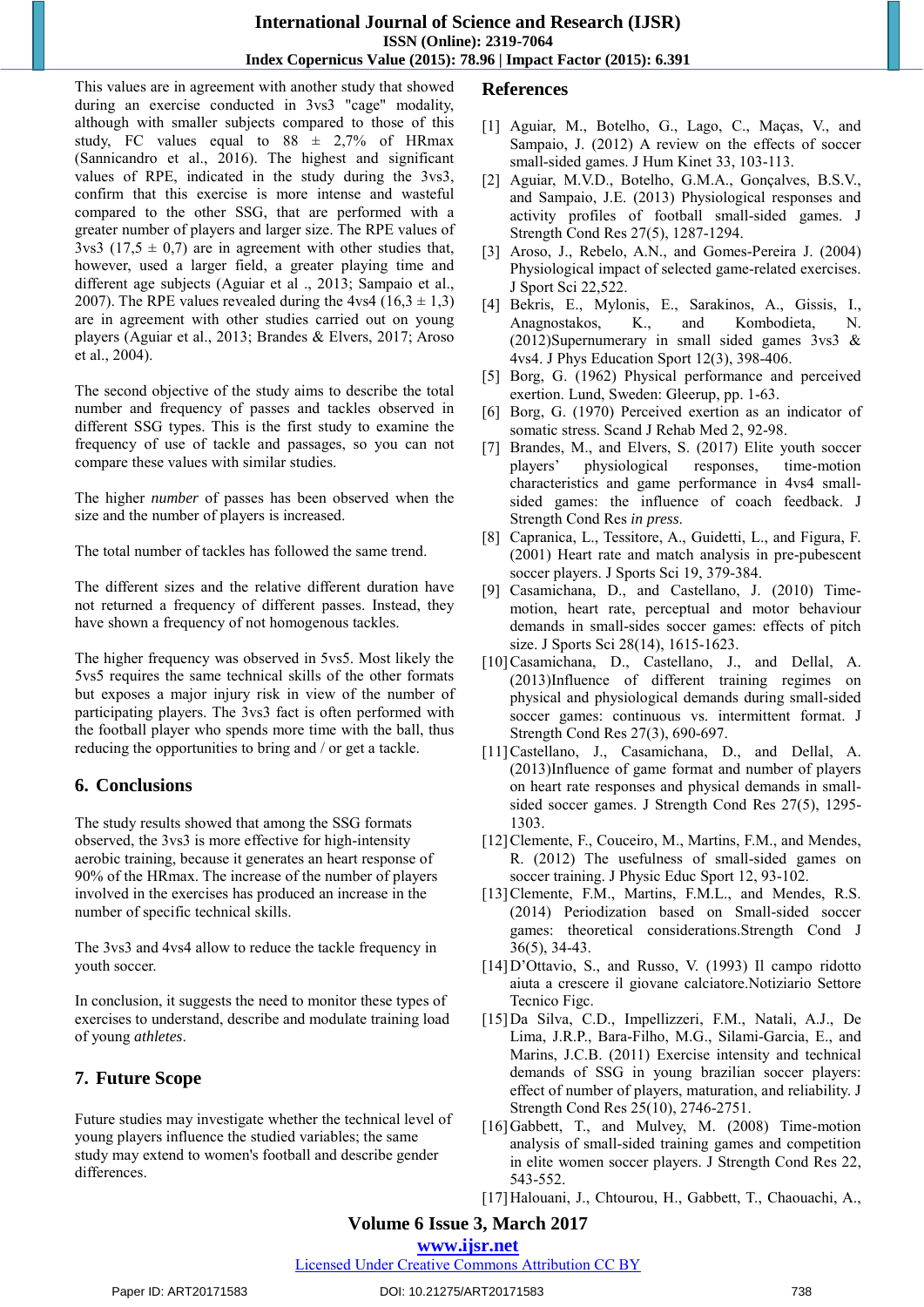This values are in agreement with another study that showed during an exercise conducted in 3vs3 "cage" modality, although with smaller subjects compared to those of this study, FC values equal to 88 ± 2,7% of HRmax (Sannicandro et al., 2016). The highest and significant values of RPE, indicated in the study during the 3vs3, confirm that this exercise is more intense and wasteful compared to the other SSG, that are performed with a greater number of players and larger size. The RPE values of 3vs3 (17,5 ± 0,7) are in agreement with other studies that, however, used a larger field, a greater playing time and different age subjects (Aguiar et al ., 2013; Sampaio et al., 2007). The RPE values revealed during the 4vs4 (16,3 ± 1,3) are in agreement with other studies carried out on young players (Aguiar et al., 2013; Brandes & Elvers, 2017; Aroso et al., 2004).

The second objective of the study aims to describe the total number and frequency of passes and tackles observed in different SSG types. This is the first study to examine the frequency of use of tackle and passages, so you can not compare these values with similar studies.

The higher *number* of passes has been observed when the size and the number of players is increased.

The total number of tackles has followed the same trend.

The different sizes and the relative different duration have not returned a frequency of different passes. Instead, they have shown a frequency of not homogenous tackles.

The higher frequency was observed in 5vs5. Most likely the 5vs5 requires the same technical skills of the other formats but exposes a major injury risk in view of the number of participating players. The 3vs3 fact is often performed with the football player who spends more time with the ball, thus reducing the opportunities to bring and / or get a tackle.

## 6. Conclusions

The study results showed that among the SSG formats observed, the 3vs3 is more effective for high-intensity aerobic training, because it generates an heart response of 90% of the HRmax. The increase of the number of players involved in the exercises has produced an increase in the number of specific technical skills.

The 3vs3 and 4vs4 allow to reduce the tackle frequency in youth soccer.

In conclusion, it suggests the need to monitor these types of exercises to understand, describe and modulate training load of young *athletes*.

## 7. Future Scope

Future studies may investigate whether the technical level of young players influence the studied variables; the same study may extend to women's football and describe gender differences.

## References

[1] Aguiar, M., Botelho, G., Lago, C., Maças, V., and Sampaio, J. (2012) A review on the effects of soccer small-sided games. J Hum Kinet 33, 103-113.

[2] Aguiar, M.V.D., Botelho, G.M.A., Gonçalves, B.S.V., and Sampaio, J.E. (2013) Physiological responses and activity profiles of football small-sided games. J Strength Cond Res 27(5), 1287-1294.

[3] Aroso, J., Rebelo, A.N., and Gomes-Pereira J. (2004) Physiological impact of selected game-related exercises. J Sport Sci 22,522.

[4] Bekris, E., Mylonis, E., Sarakinos, A., Gissis, I., Anagnostakos, K., and Kombodieta, N. (2012)Supernumerary in small sided games 3vs3 & 4vs4. J Phys Education Sport 12(3), 398-406.

[5] Borg, G. (1962) Physical performance and perceived exertion. Lund, Sweden: Gleerup, pp. 1-63.

[6] Borg, G. (1970) Perceived exertion as an indicator of somatic stress. Scand J Rehab Med 2, 92-98.

[7] Brandes, M., and Elvers, S. (2017) Elite youth soccer players' physiological responses, time-motion characteristics and game performance in 4vs4 small-sided games: the influence of coach feedback. J Strength Cond Res *in press*.

[8] Capranica, L., Tessitore, A., Guidetti, L., and Figura, F. (2001) Heart rate and match analysis in pre-pubescent soccer players. J Sports Sci 19, 379-384.

[9] Casamichana, D., and Castellano, J. (2010) Time-motion, heart rate, perceptual and motor behaviour demands in small-sides soccer games: effects of pitch size. J Sports Sci 28(14), 1615-1623.

[10] Casamichana, D., Castellano, J., and Dellal, A. (2013)Influence of different training regimes on physical and physiological demands during small-sided soccer games: continuous vs. intermittent format. J Strength Cond Res 27(3), 690-697.

[11] Castellano, J., Casamichana, D., and Dellal, A. (2013)Influence of game format and number of players on heart rate responses and physical demands in small-sided soccer games. J Strength Cond Res 27(5), 1295-1303.

[12] Clemente, F., Couceiro, M., Martins, F.M., and Mendes, R. (2012) The usefulness of small-sided games on soccer training. J Physic Educ Sport 12, 93-102.

[13] Clemente, F.M., Martins, F.M.L., and Mendes, R.S. (2014) Periodization based on Small-sided soccer games: theoretical considerations.Strength Cond J 36(5), 34-43.

[14] D'Ottavio, S., and Russo, V. (1993) Il campo ridotto aiuta a crescere il giovane calciatore.Notiziario Settore Tecnico Figc.

[15] Da Silva, C.D., Impellizzeri, F.M., Natali, A.J., De Lima, J.R.P., Bara-Filho, M.G., Silami-Garcia, E., and Marins, J.C.B. (2011) Exercise intensity and technical demands of SSG in young brazilian soccer players: effect of number of players, maturation, and reliability. J Strength Cond Res 25(10), 2746-2751.

[16] Gabbett, T., and Mulvey, M. (2008) Time-motion analysis of small-sided training games and competition in elite women soccer players. J Strength Cond Res 22, 543-552.

[17] Halouani, J., Chtourou, H., Gabbett, T., Chaouachi, A.,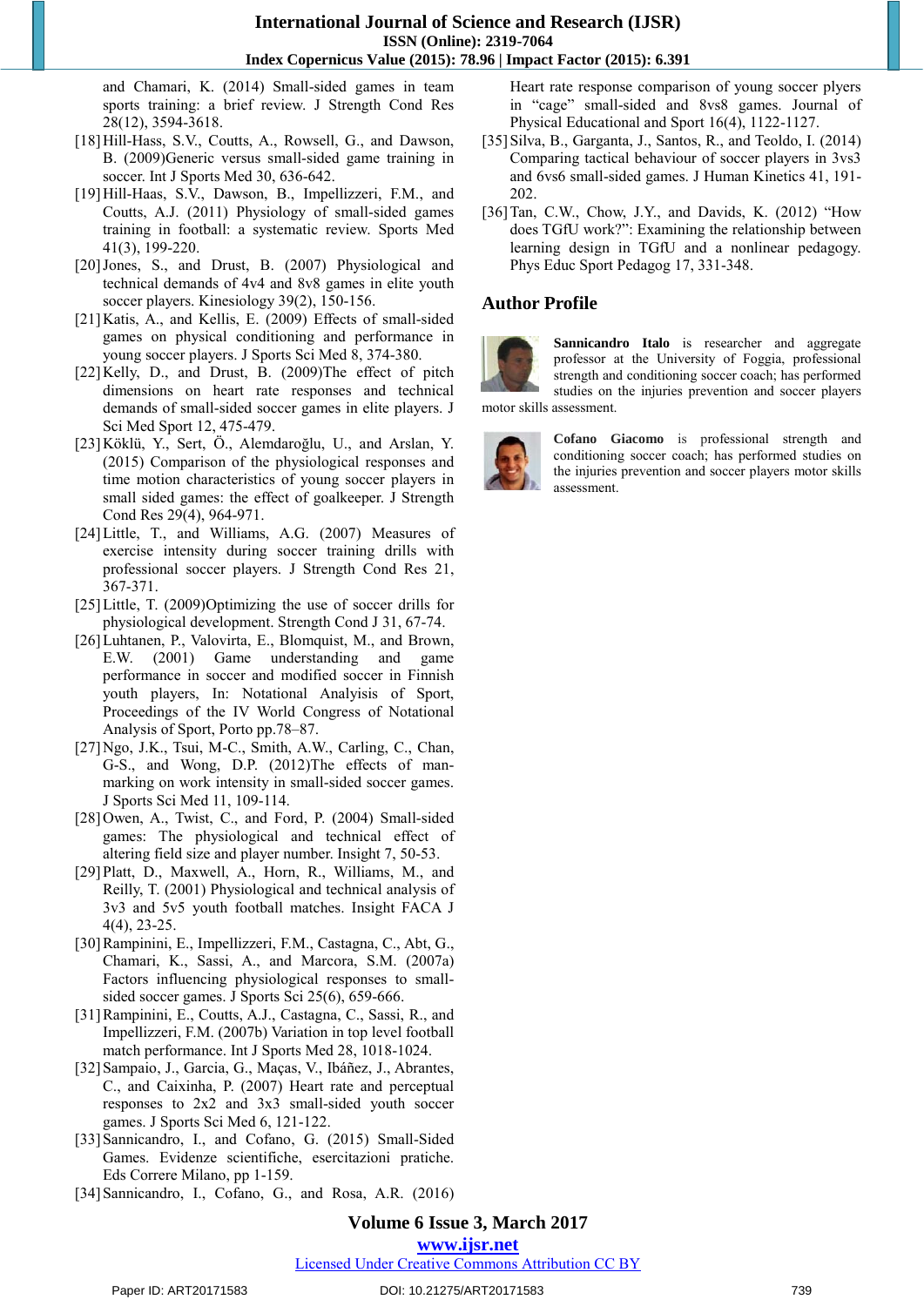and Chamari, K. (2014) Small-sided games in team sports training: a brief review. J Strength Cond Res 28(12), 3594-3618.

[18] Hill-Hass, S.V., Coutts, A., Rowsell, G., and Dawson, B. (2009)Generic versus small-sided game training in soccer. Int J Sports Med 30, 636-642.

[19] Hill-Haas, S.V., Dawson, B., Impellizzeri, F.M., and Coutts, A.J. (2011) Physiology of small-sided games training in football: a systematic review. Sports Med 41(3), 199-220.

[20] Jones, S., and Drust, B. (2007) Physiological and technical demands of 4v4 and 8v8 games in elite youth soccer players. Kinesiology 39(2), 150-156.

[21] Katis, A., and Kellis, E. (2009) Effects of small-sided games on physical conditioning and performance in young soccer players. J Sports Sci Med 8, 374-380.

[22] Kelly, D., and Drust, B. (2009)The effect of pitch dimensions on heart rate responses and technical demands of small-sided soccer games in elite players. J Sci Med Sport 12, 475-479.

[23] Köklü, Y., Sert, Ö., Alemdaroğlu, U., and Arslan, Y. (2015) Comparison of the physiological responses and time motion characteristics of young soccer players in small sided games: the effect of goalkeeper. J Strength Cond Res 29(4), 964-971.

[24] Little, T., and Williams, A.G. (2007) Measures of exercise intensity during soccer training drills with professional soccer players. J Strength Cond Res 21, 367-371.

[25] Little, T. (2009)Optimizing the use of soccer drills for physiological development. Strength Cond J 31, 67-74.

[26] Luhtanen, P., Valovirta, E., Blomquist, M., and Brown, E.W. (2001) Game understanding and game performance in soccer and modified soccer in Finnish youth players, In: Notational Analyisis of Sport, Proceedings of the IV World Congress of Notational Analysis of Sport, Porto pp.78–87.

[27] Ngo, J.K., Tsui, M-C., Smith, A.W., Carling, C., Chan, G-S., and Wong, D.P. (2012)The effects of man-marking on work intensity in small-sided soccer games. J Sports Sci Med 11, 109-114.

[28] Owen, A., Twist, C., and Ford, P. (2004) Small-sided games: The physiological and technical effect of altering field size and player number. Insight 7, 50-53.

[29] Platt, D., Maxwell, A., Horn, R., Williams, M., and Reilly, T. (2001) Physiological and technical analysis of 3v3 and 5v5 youth football matches. Insight FACA J 4(4), 23-25.

[30] Rampinini, E., Impellizzeri, F.M., Castagna, C., Abt, G., Chamari, K., Sassi, A., and Marcora, S.M. (2007a) Factors influencing physiological responses to small-sided soccer games. J Sports Sci 25(6), 659-666.

[31] Rampinini, E., Coutts, A.J., Castagna, C., Sassi, R., and Impellizzeri, F.M. (2007b) Variation in top level football match performance. Int J Sports Med 28, 1018-1024.

[32] Sampaio, J., Garcia, G., Maças, V., Ibáñez, J., Abrantes, C., and Caixinha, P. (2007) Heart rate and perceptual responses to 2x2 and 3x3 small-sided youth soccer games. J Sports Sci Med 6, 121-122.

[33] Sannicandro, I., and Cofano, G. (2015) Small-Sided Games. Evidenze scientifiche, esercitazioni pratiche. Eds Correre Milano, pp 1-159.

[34] Sannicandro, I., Cofano, G., and Rosa, A.R. (2016) Heart rate response comparison of young soccer plyers in "cage" small-sided and 8vs8 games. Journal of Physical Educational and Sport 16(4), 1122-1127.

[35] Silva, B., Garganta, J., Santos, R., and Teoldo, I. (2014) Comparing tactical behaviour of soccer players in 3vs3 and 6vs6 small-sided games. J Human Kinetics 41, 191-202.

[36] Tan, C.W., Chow, J.Y., and Davids, K. (2012) "How does TGfU work?": Examining the relationship between learning design in TGfU and a nonlinear pedagogy. Phys Educ Sport Pedagog 17, 331-348.

## Author Profile

**Sannicandro Italo** is researcher and aggregate professor at the University of Foggia, professional strength and conditioning soccer coach; has performed studies on the injuries prevention and soccer players motor skills assessment.

**Cofano Giacomo** is professional strength and conditioning soccer coach; has performed studies on the injuries prevention and soccer players motor skills assessment.